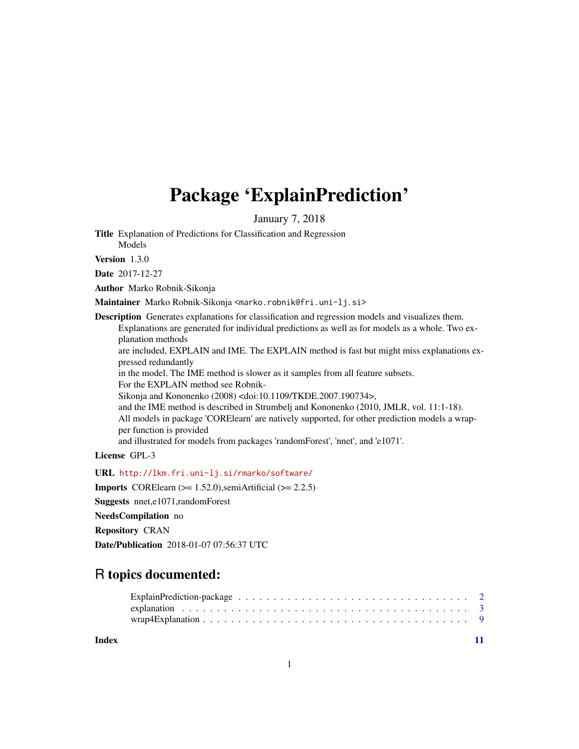# Package 'ExplainPrediction'

January 7, 2018

**Title** Explanation of Predictions for Classification and Regression Models

**Version** 1.3.0

**Date** 2017-12-27

**Author** Marko Robnik-Sikonja

**Maintainer** Marko Robnik-Sikonja <marko.robnik@fri.uni-lj.si>

**Description** Generates explanations for classification and regression models and visualizes them. Explanations are generated for individual predictions as well as for models as a whole. Two explanation methods are included, EXPLAIN and IME. The EXPLAIN method is fast but might miss explanations expressed redundantly in the model. The IME method is slower as it samples from all feature subsets. For the EXPLAIN method see Robnik-Sikonja and Kononenko (2008) <doi:10.1109/TKDE.2007.190734>, and the IME method is described in Strumbelj and Kononenko (2010, JMLR, vol. 11:1-18). All models in package 'CORElearn' are natively supported, for other prediction models a wrapper function is provided and illustrated for models from packages 'randomForest', 'nnet', and 'e1071'.

**License** GPL-3

**URL** http://lkm.fri.uni-lj.si/rmarko/software/

**Imports** CORElearn (>= 1.52.0),semiArtificial (>= 2.2.5)

**Suggests** nnet,e1071,randomForest

**NeedsCompilation** no

**Repository** CRAN

**Date/Publication** 2018-01-07 07:56:37 UTC

## R topics documented:

- ExplainPrediction-package . . . . . . . . . . . . . . . . . . . . . . . . . . . . . . . . . 2
- explanation . . . . . . . . . . . . . . . . . . . . . . . . . . . . . . . . . . . . . . . . . 3
- wrap4Explanation . . . . . . . . . . . . . . . . . . . . . . . . . . . . . . . . . . . . . . 9

**Index** 11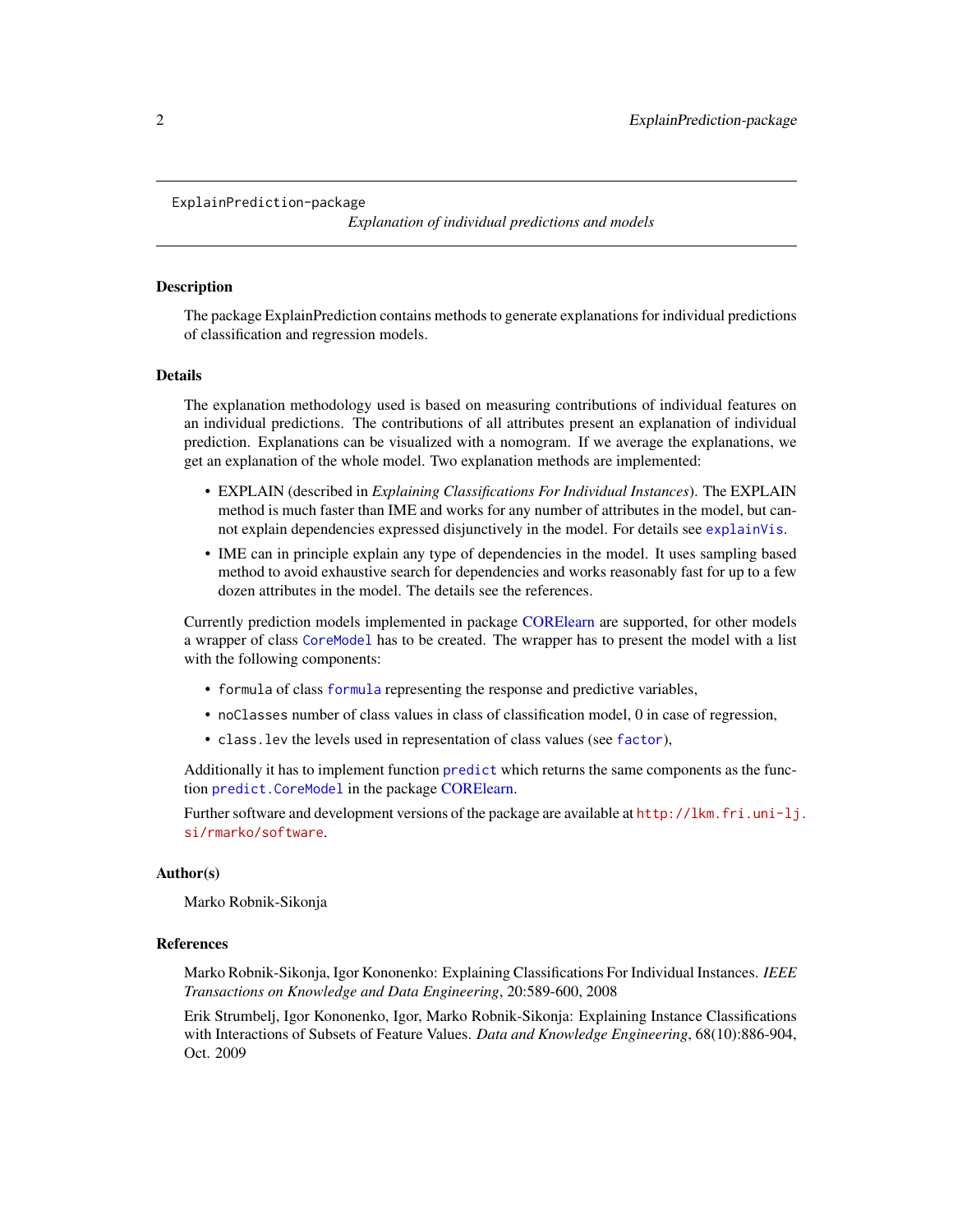ExplainPrediction-package

*Explanation of individual predictions and models*

## Description

The package ExplainPrediction contains methods to generate explanations for individual predictions of classification and regression models.

## Details

The explanation methodology used is based on measuring contributions of individual features on an individual predictions. The contributions of all attributes present an explanation of individual prediction. Explanations can be visualized with a nomogram. If we average the explanations, we get an explanation of the whole model. Two explanation methods are implemented:

- EXPLAIN (described in *Explaining Classifications For Individual Instances*). The EXPLAIN method is much faster than IME and works for any number of attributes in the model, but cannot explain dependencies expressed disjunctively in the model. For details see `explainVis`.
- IME can in principle explain any type of dependencies in the model. It uses sampling based method to avoid exhaustive search for dependencies and works reasonably fast for up to a few dozen attributes in the model. The details see the references.

Currently prediction models implemented in package CORElearn are supported, for other models a wrapper of class `CoreModel` has to be created. The wrapper has to present the model with a list with the following components:

- `formula` of class `formula` representing the response and predictive variables,
- `noClasses` number of class values in class of classification model, 0 in case of regression,
- `class.lev` the levels used in representation of class values (see `factor`),

Additionally it has to implement function `predict` which returns the same components as the function `predict.CoreModel` in the package CORElearn.

Further software and development versions of the package are available at `http://lkm.fri.uni-lj.si/rmarko/software`.

## Author(s)

Marko Robnik-Sikonja

## References

Marko Robnik-Sikonja, Igor Kononenko: Explaining Classifications For Individual Instances. *IEEE Transactions on Knowledge and Data Engineering*, 20:589-600, 2008

Erik Strumbelj, Igor Kononenko, Igor, Marko Robnik-Sikonja: Explaining Instance Classifications with Interactions of Subsets of Feature Values. *Data and Knowledge Engineering*, 68(10):886-904, Oct. 2009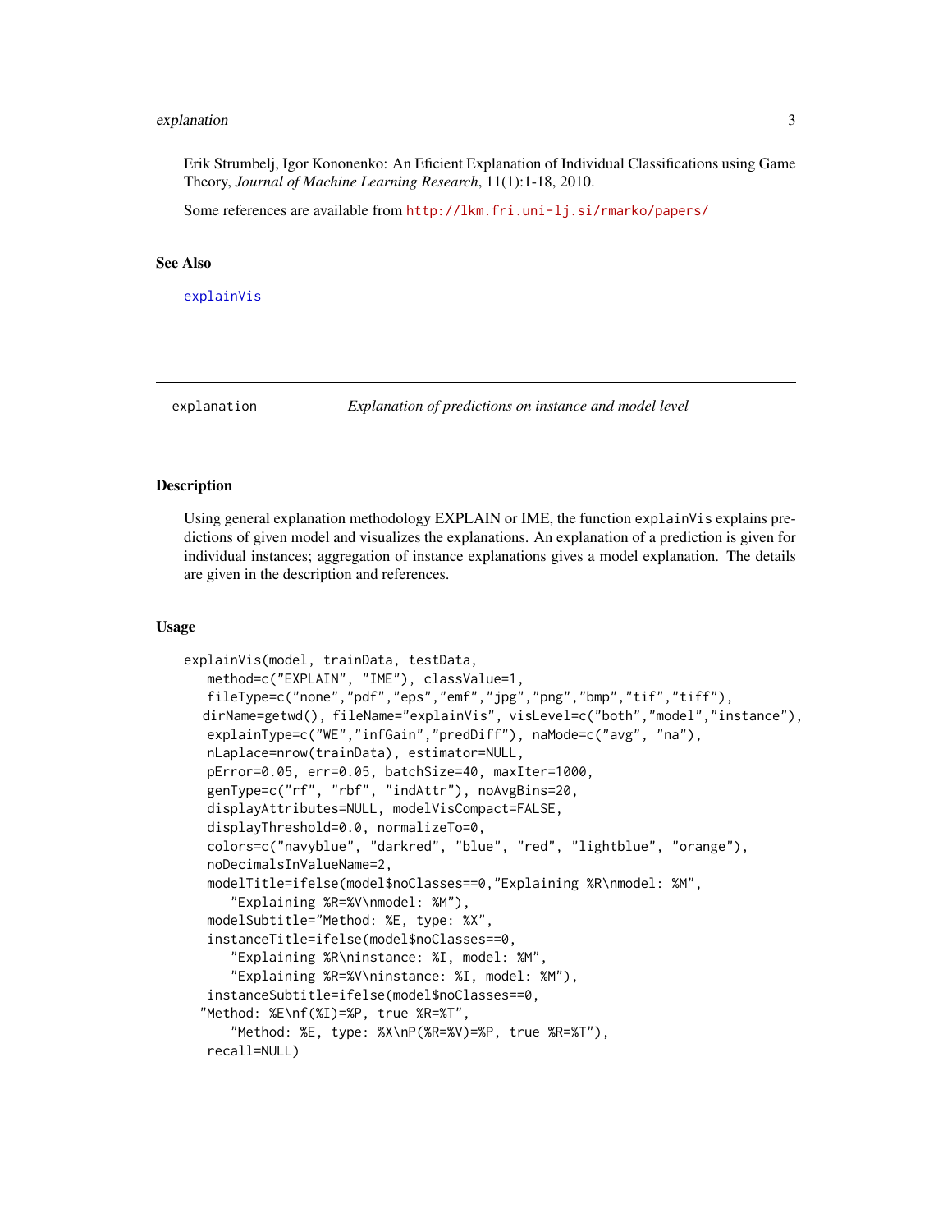Erik Strumbelj, Igor Kononenko: An Eficient Explanation of Individual Classifications using Game Theory, *Journal of Machine Learning Research*, 11(1):1-18, 2010.

Some references are available from http://lkm.fri.uni-lj.si/rmarko/papers/

## See Also

explainVis

---

explanation *Explanation of predictions on instance and model level*

---

## Description

Using general explanation methodology EXPLAIN or IME, the function explainVis explains predictions of given model and visualizes the explanations. An explanation of a prediction is given for individual instances; aggregation of instance explanations gives a model explanation. The details are given in the description and references.

## Usage

```
explainVis(model, trainData, testData,
   method=c("EXPLAIN", "IME"), classValue=1,
   fileType=c("none","pdf","eps","emf","jpg","png","bmp","tif","tiff"),
  dirName=getwd(), fileName="explainVis", visLevel=c("both","model","instance"),
   explainType=c("WE","infGain","predDiff"), naMode=c("avg", "na"),
   nLaplace=nrow(trainData), estimator=NULL,
   pError=0.05, err=0.05, batchSize=40, maxIter=1000,
   genType=c("rf", "rbf", "indAttr"), noAvgBins=20,
   displayAttributes=NULL, modelVisCompact=FALSE,
   displayThreshold=0.0, normalizeTo=0,
   colors=c("navyblue", "darkred", "blue", "red", "lightblue", "orange"),
   noDecimalsInValueName=2,
   modelTitle=ifelse(model$noClasses==0,"Explaining %R\nmodel: %M",
      "Explaining %R=%V\nmodel: %M"),
   modelSubtitle="Method: %E, type: %X",
   instanceTitle=ifelse(model$noClasses==0,
      "Explaining %R\ninstance: %I, model: %M",
      "Explaining %R=%V\ninstance: %I, model: %M"),
   instanceSubtitle=ifelse(model$noClasses==0,
  "Method: %E\nf(%I)=%P, true %R=%T",
      "Method: %E, type: %X\nP(%R=%V)=%P, true %R=%T"),
   recall=NULL)
```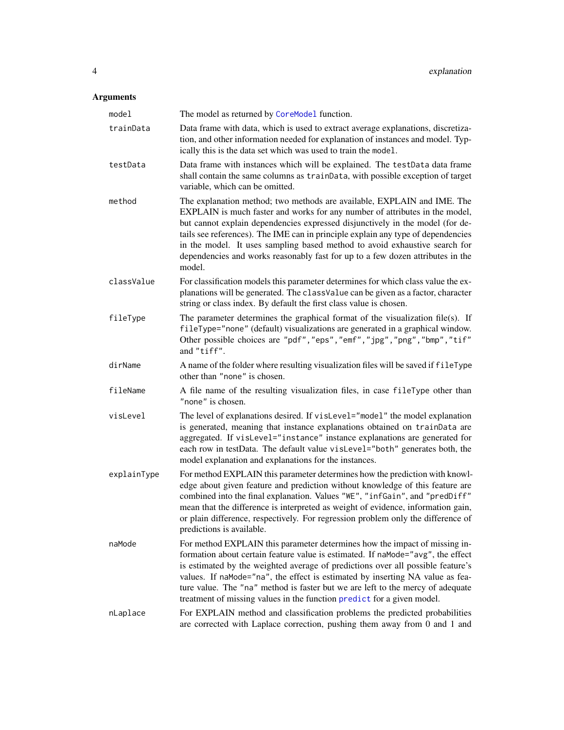## Arguments

| | |
|---|---|
| `model` | The model as returned by `CoreModel` function. |
| `trainData` | Data frame with data, which is used to extract average explanations, discretization, and other information needed for explanation of instances and model. Typically this is the data set which was used to train the `model`. |
| `testData` | Data frame with instances which will be explained. The `testData` data frame shall contain the same columns as `trainData`, with possible exception of target variable, which can be omitted. |
| `method` | The explanation method; two methods are available, EXPLAIN and IME. The EXPLAIN is much faster and works for any number of attributes in the model, but cannot explain dependencies expressed disjunctively in the model (for details see references). The IME can in principle explain any type of dependencies in the model. It uses sampling based method to avoid exhaustive search for dependencies and works reasonably fast for up to a few dozen attributes in the model. |
| `classValue` | For classification models this parameter determines for which class value the explanations will be generated. The `classValue` can be given as a factor, character string or class index. By default the first class value is chosen. |
| `fileType` | The parameter determines the graphical format of the visualization file(s). If `fileType="none"` (default) visualizations are generated in a graphical window. Other possible choices are `"pdf"`,`"eps"`,`"emf"`,`"jpg"`,`"png"`,`"bmp"`,`"tif"` and `"tiff"`. |
| `dirName` | A name of the folder where resulting visualization files will be saved if `fileType` other than `"none"` is chosen. |
| `fileName` | A file name of the resulting visualization files, in case `fileType` other than `"none"` is chosen. |
| `visLevel` | The level of explanations desired. If `visLevel="model"` the model explanation is generated, meaning that instance explanations obtained on `trainData` are aggregated. If `visLevel="instance"` instance explanations are generated for each row in testData. The default value `visLevel="both"` generates both, the model explanation and explanations for the instances. |
| `explainType` | For method EXPLAIN this parameter determines how the prediction with knowledge about given feature and prediction without knowledge of this feature are combined into the final explanation. Values `"WE"`, `"infGain"`, and `"predDiff"` mean that the difference is interpreted as weight of evidence, information gain, or plain difference, respectively. For regression problem only the difference of predictions is available. |
| `naMode` | For method EXPLAIN this parameter determines how the impact of missing information about certain feature value is estimated. If `naMode="avg"`, the effect is estimated by the weighted average of predictions over all possible feature's values. If `naMode="na"`, the effect is estimated by inserting NA value as feature value. The `"na"` method is faster but we are left to the mercy of adequate treatment of missing values in the function `predict` for a given model. |
| `nLaplace` | For EXPLAIN method and classification problems the predicted probabilities are corrected with Laplace correction, pushing them away from 0 and 1 and |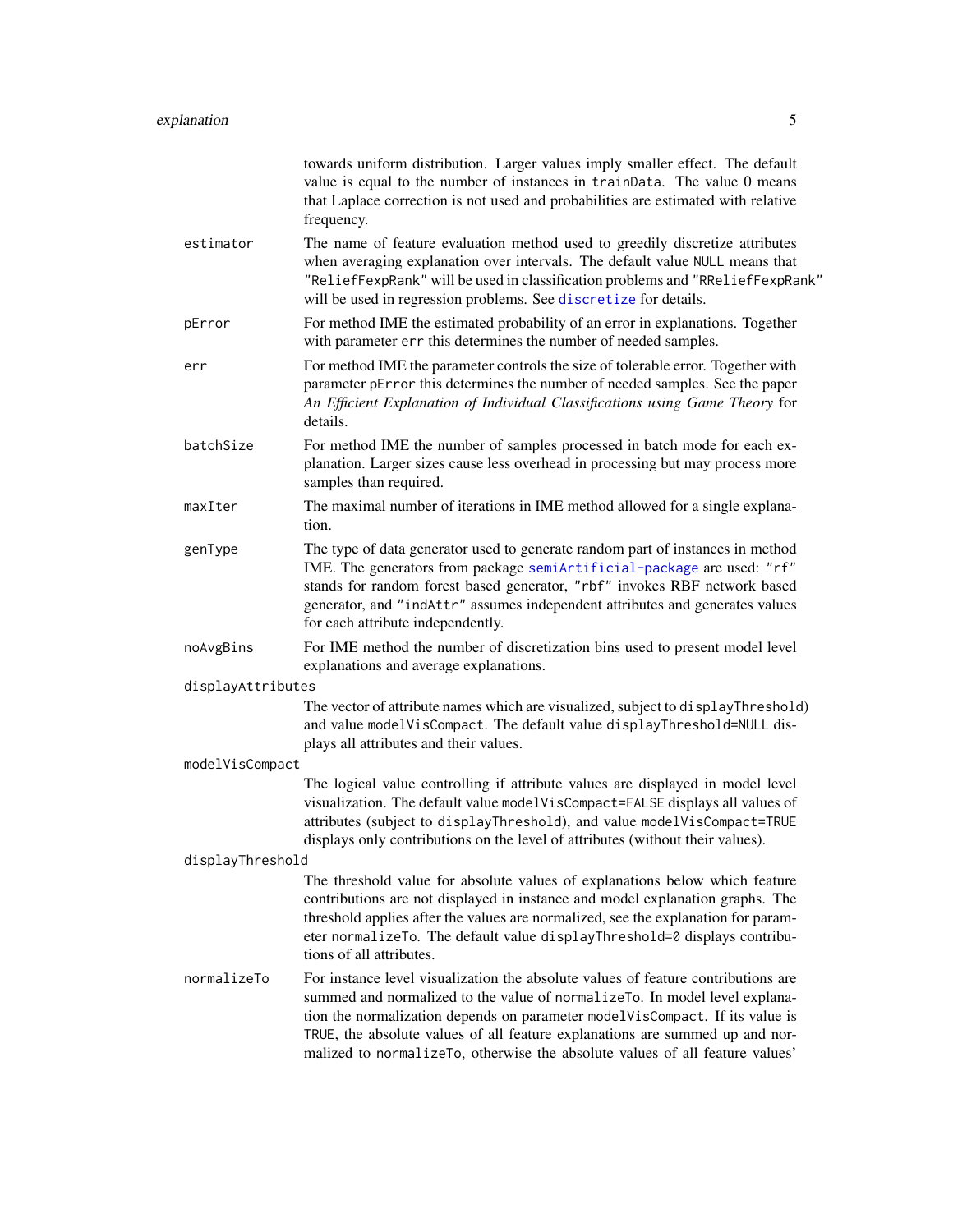towards uniform distribution. Larger values imply smaller effect. The default value is equal to the number of instances in `trainData`. The value 0 means that Laplace correction is not used and probabilities are estimated with relative frequency.

`estimator`
: The name of feature evaluation method used to greedily discretize attributes when averaging explanation over intervals. The default value `NULL` means that `"ReliefFexpRank"` will be used in classification problems and `"RReliefFexpRank"` will be used in regression problems. See `discretize` for details.

`pError`
: For method IME the estimated probability of an error in explanations. Together with parameter `err` this determines the number of needed samples.

`err`
: For method IME the parameter controls the size of tolerable error. Together with parameter `pError` this determines the number of needed samples. See the paper *An Efficient Explanation of Individual Classifications using Game Theory* for details.

`batchSize`
: For method IME the number of samples processed in batch mode for each explanation. Larger sizes cause less overhead in processing but may process more samples than required.

`maxIter`
: The maximal number of iterations in IME method allowed for a single explanation.

`genType`
: The type of data generator used to generate random part of instances in method IME. The generators from package `semiArtificial-package` are used: `"rf"` stands for random forest based generator, `"rbf"` invokes RBF network based generator, and `"indAttr"` assumes independent attributes and generates values for each attribute independently.

`noAvgBins`
: For IME method the number of discretization bins used to present model level explanations and average explanations.

`displayAttributes`
: The vector of attribute names which are visualized, subject to `displayThreshold`) and value `modelVisCompact`. The default value `displayThreshold=NULL` displays all attributes and their values.

`modelVisCompact`
: The logical value controlling if attribute values are displayed in model level visualization. The default value `modelVisCompact=FALSE` displays all values of attributes (subject to `displayThreshold`), and value `modelVisCompact=TRUE` displays only contributions on the level of attributes (without their values).

`displayThreshold`
: The threshold value for absolute values of explanations below which feature contributions are not displayed in instance and model explanation graphs. The threshold applies after the values are normalized, see the explanation for parameter `normalizeTo`. The default value `displayThreshold=0` displays contributions of all attributes.

`normalizeTo`
: For instance level visualization the absolute values of feature contributions are summed and normalized to the value of `normalizeTo`. In model level explanation the normalization depends on parameter `modelVisCompact`. If its value is `TRUE`, the absolute values of all feature explanations are summed up and normalized to `normalizeTo`, otherwise the absolute values of all feature values'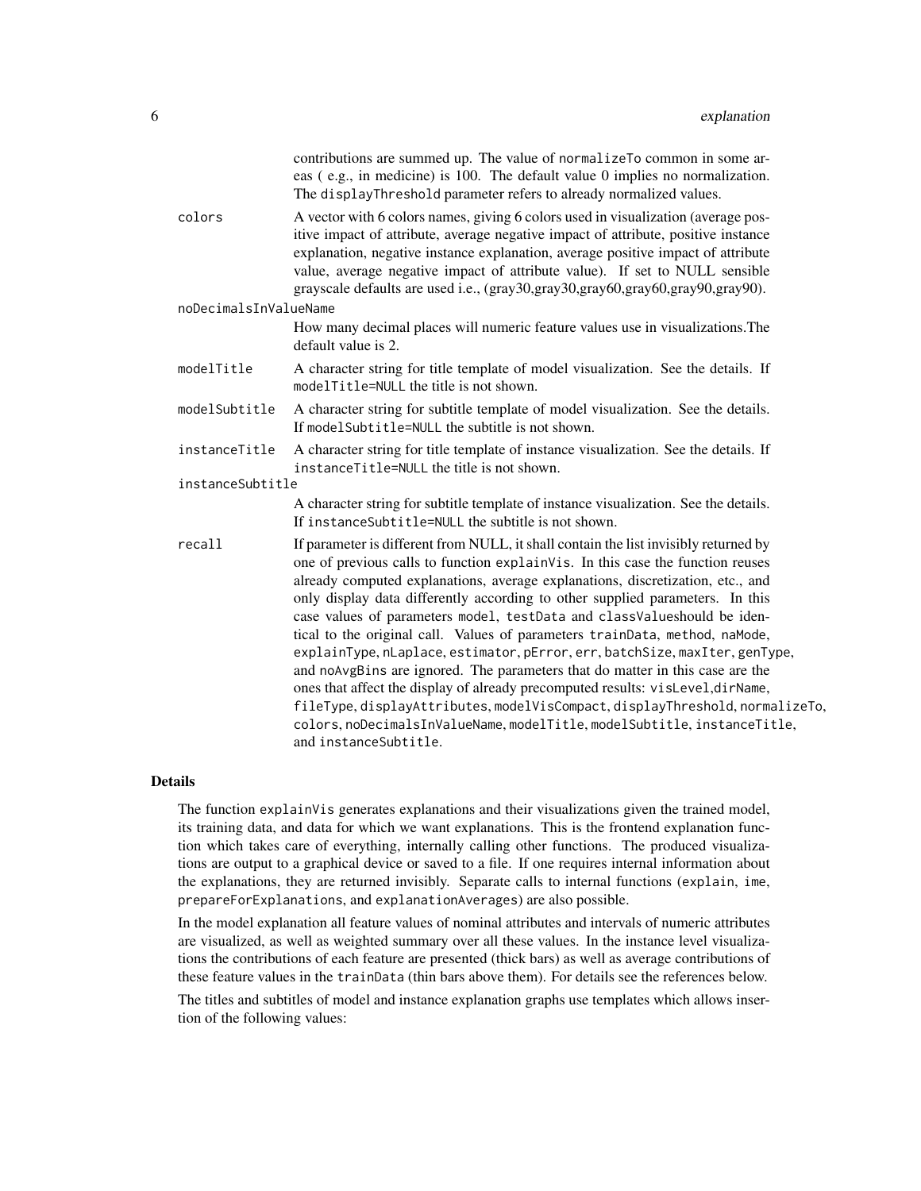contributions are summed up. The value of normalizeTo common in some areas ( e.g., in medicine) is 100. The default value 0 implies no normalization. The displayThreshold parameter refers to already normalized values.

colors
: A vector with 6 colors names, giving 6 colors used in visualization (average positive impact of attribute, average negative impact of attribute, positive instance explanation, negative instance explanation, average positive impact of attribute value, average negative impact of attribute value). If set to NULL sensible grayscale defaults are used i.e., (gray30,gray30,gray60,gray60,gray90,gray90).

noDecimalsInValueName
: How many decimal places will numeric feature values use in visualizations.The default value is 2.

modelTitle
: A character string for title template of model visualization. See the details. If modelTitle=NULL the title is not shown.

modelSubtitle
: A character string for subtitle template of model visualization. See the details. If modelSubtitle=NULL the subtitle is not shown.

instanceTitle
: A character string for title template of instance visualization. See the details. If instanceTitle=NULL the title is not shown.

instanceSubtitle
: A character string for subtitle template of instance visualization. See the details. If instanceSubtitle=NULL the subtitle is not shown.

recall
: If parameter is different from NULL, it shall contain the list invisibly returned by one of previous calls to function explainVis. In this case the function reuses already computed explanations, average explanations, discretization, etc., and only display data differently according to other supplied parameters. In this case values of parameters model, testData and classValueshould be identical to the original call. Values of parameters trainData, method, naMode, explainType, nLaplace, estimator, pError, err, batchSize, maxIter, genType, and noAvgBins are ignored. The parameters that do matter in this case are the ones that affect the display of already precomputed results: visLevel,dirName, fileType, displayAttributes, modelVisCompact, displayThreshold, normalizeTo, colors, noDecimalsInValueName, modelTitle, modelSubtitle, instanceTitle, and instanceSubtitle.

## Details

The function explainVis generates explanations and their visualizations given the trained model, its training data, and data for which we want explanations. This is the frontend explanation function which takes care of everything, internally calling other functions. The produced visualizations are output to a graphical device or saved to a file. If one requires internal information about the explanations, they are returned invisibly. Separate calls to internal functions (explain, ime, prepareForExplanations, and explanationAverages) are also possible.

In the model explanation all feature values of nominal attributes and intervals of numeric attributes are visualized, as well as weighted summary over all these values. In the instance level visualizations the contributions of each feature are presented (thick bars) as well as average contributions of these feature values in the trainData (thin bars above them). For details see the references below.

The titles and subtitles of model and instance explanation graphs use templates which allows insertion of the following values: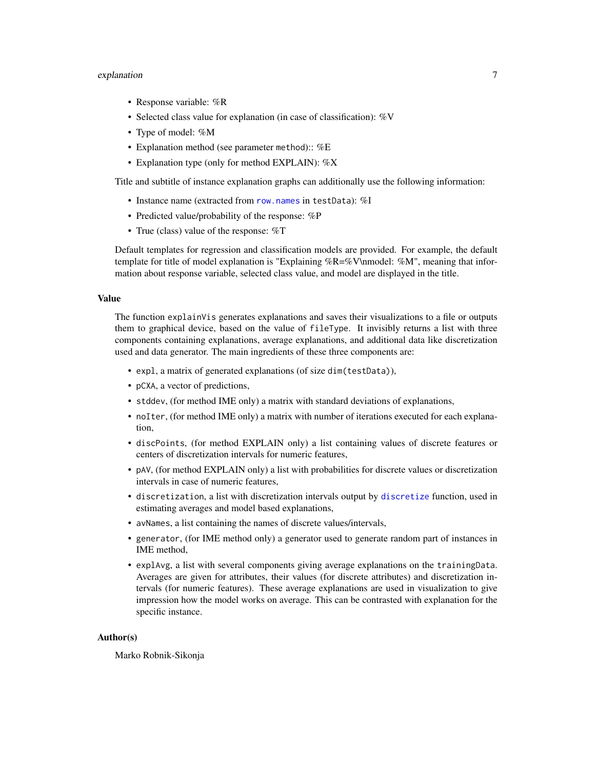- Response variable: %R
- Selected class value for explanation (in case of classification): %V
- Type of model: %M
- Explanation method (see parameter `method`):: %E
- Explanation type (only for method EXPLAIN): %X

Title and subtitle of instance explanation graphs can additionally use the following information:

- Instance name (extracted from `row.names` in `testData`): %I
- Predicted value/probability of the response: %P
- True (class) value of the response: %T

Default templates for regression and classification models are provided. For example, the default template for title of model explanation is "Explaining %R=%V\nmodel: %M", meaning that information about response variable, selected class value, and model are displayed in the title.

### Value

The function `explainVis` generates explanations and saves their visualizations to a file or outputs them to graphical device, based on the value of `fileType`. It invisibly returns a list with three components containing explanations, average explanations, and additional data like discretization used and data generator. The main ingredients of these three components are:

- `expl`, a matrix of generated explanations (of size `dim(testData)`),
- `pCXA`, a vector of predictions,
- `stddev`, (for method IME only) a matrix with standard deviations of explanations,
- `noIter`, (for method IME only) a matrix with number of iterations executed for each explanation,
- `discPoints`, (for method EXPLAIN only) a list containing values of discrete features or centers of discretization intervals for numeric features,
- `pAV`, (for method EXPLAIN only) a list with probabilities for discrete values or discretization intervals in case of numeric features,
- `discretization`, a list with discretization intervals output by `discretize` function, used in estimating averages and model based explanations,
- `avNames`, a list containing the names of discrete values/intervals,
- `generator`, (for IME method only) a generator used to generate random part of instances in IME method,
- `explAvg`, a list with several components giving average explanations on the `trainingData`. Averages are given for attributes, their values (for discrete attributes) and discretization intervals (for numeric features). These average explanations are used in visualization to give impression how the model works on average. This can be contrasted with explanation for the specific instance.

### Author(s)

Marko Robnik-Sikonja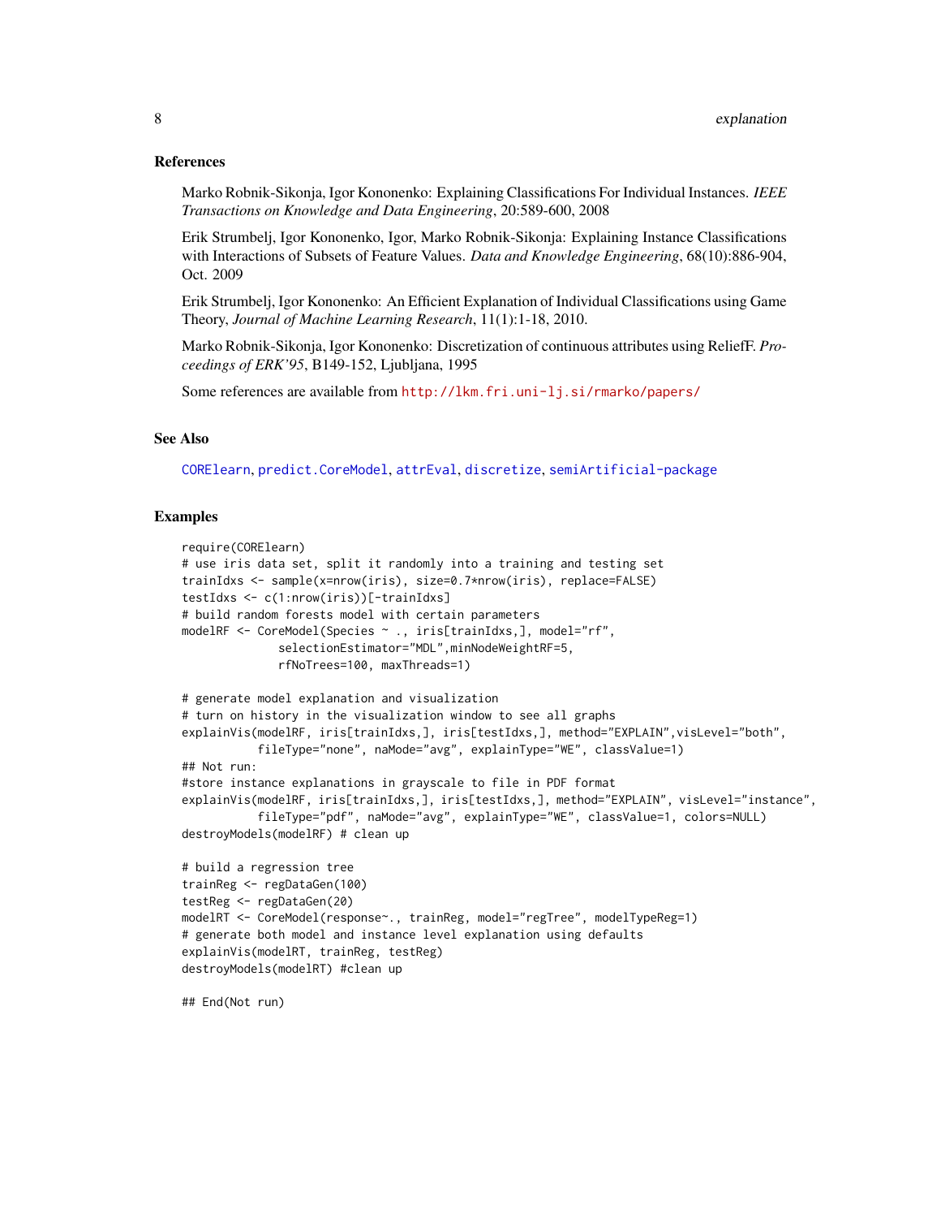### References

Marko Robnik-Sikonja, Igor Kononenko: Explaining Classifications For Individual Instances. *IEEE Transactions on Knowledge and Data Engineering*, 20:589-600, 2008

Erik Strumbelj, Igor Kononenko, Igor, Marko Robnik-Sikonja: Explaining Instance Classifications with Interactions of Subsets of Feature Values. *Data and Knowledge Engineering*, 68(10):886-904, Oct. 2009

Erik Strumbelj, Igor Kononenko: An Efficient Explanation of Individual Classifications using Game Theory, *Journal of Machine Learning Research*, 11(1):1-18, 2010.

Marko Robnik-Sikonja, Igor Kononenko: Discretization of continuous attributes using ReliefF. *Proceedings of ERK'95*, B149-152, Ljubljana, 1995

Some references are available from http://lkm.fri.uni-lj.si/rmarko/papers/

### See Also

CORElearn, predict.CoreModel, attrEval, discretize, semiArtificial-package

### Examples

```
require(CORElearn)
# use iris data set, split it randomly into a training and testing set
trainIdxs <- sample(x=nrow(iris), size=0.7*nrow(iris), replace=FALSE)
testIdxs <- c(1:nrow(iris))[-trainIdxs]
# build random forests model with certain parameters
modelRF <- CoreModel(Species ~ ., iris[trainIdxs,], model="rf",
              selectionEstimator="MDL",minNodeWeightRF=5,
              rfNoTrees=100, maxThreads=1)

# generate model explanation and visualization
# turn on history in the visualization window to see all graphs
explainVis(modelRF, iris[trainIdxs,], iris[testIdxs,], method="EXPLAIN",visLevel="both",
           fileType="none", naMode="avg", explainType="WE", classValue=1)
## Not run:
#store instance explanations in grayscale to file in PDF format
explainVis(modelRF, iris[trainIdxs,], iris[testIdxs,], method="EXPLAIN", visLevel="instance",
           fileType="pdf", naMode="avg", explainType="WE", classValue=1, colors=NULL)
destroyModels(modelRF) # clean up

# build a regression tree
trainReg <- regDataGen(100)
testReg <- regDataGen(20)
modelRT <- CoreModel(response~., trainReg, model="regTree", modelTypeReg=1)
# generate both model and instance level explanation using defaults
explainVis(modelRT, trainReg, testReg)
destroyModels(modelRT) #clean up

## End(Not run)
```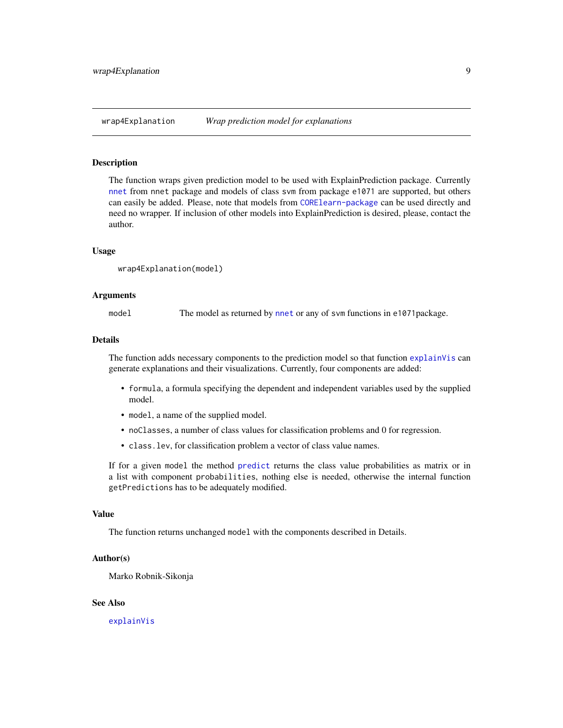## wrap4Explanation *Wrap prediction model for explanations*

### Description

The function wraps given prediction model to be used with ExplainPrediction package. Currently `nnet` from `nnet` package and models of class `svm` from package `e1071` are supported, but others can easily be added. Please, note that models from `CORElearn-package` can be used directly and need no wrapper. If inclusion of other models into ExplainPrediction is desired, please, contact the author.

### Usage

```
wrap4Explanation(model)
```

### Arguments

| | |
|---|---|
| `model` | The model as returned by `nnet` or any of `svm` functions in `e1071`package. |

### Details

The function adds necessary components to the prediction model so that function `explainVis` can generate explanations and their visualizations. Currently, four components are added:

- `formula`, a formula specifying the dependent and independent variables used by the supplied model.
- `model`, a name of the supplied model.
- `noClasses`, a number of class values for classification problems and 0 for regression.
- `class.lev`, for classification problem a vector of class value names.

If for a given `model` the method `predict` returns the class value probabilities as matrix or in a list with component `probabilities`, nothing else is needed, otherwise the internal function `getPredictions` has to be adequately modified.

### Value

The function returns unchanged `model` with the components described in Details.

### Author(s)

Marko Robnik-Sikonja

### See Also

`explainVis`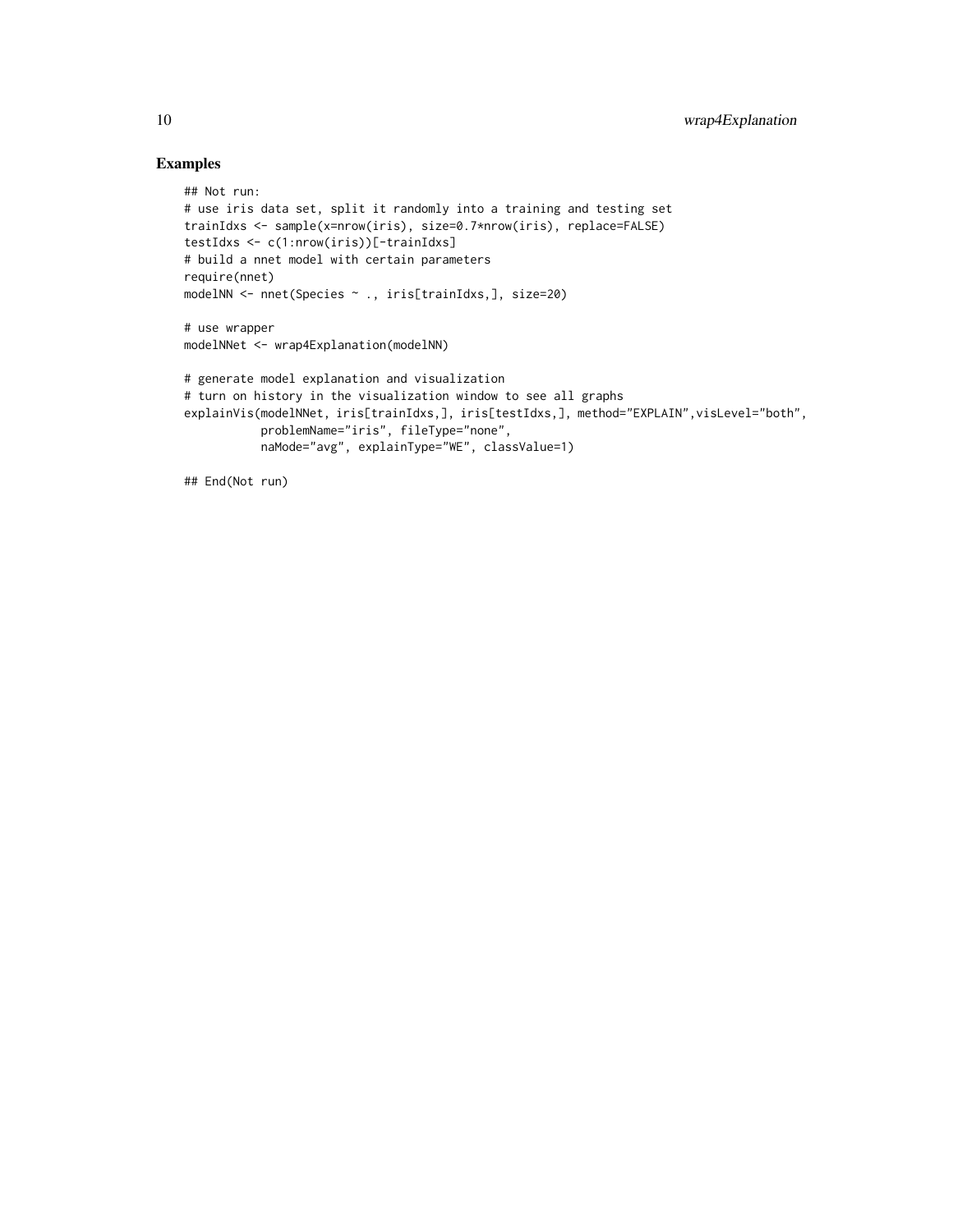## Examples

```
## Not run:
# use iris data set, split it randomly into a training and testing set
trainIdxs <- sample(x=nrow(iris), size=0.7*nrow(iris), replace=FALSE)
testIdxs <- c(1:nrow(iris))[-trainIdxs]
# build a nnet model with certain parameters
require(nnet)
modelNN <- nnet(Species ~ ., iris[trainIdxs,], size=20)

# use wrapper
modelNNet <- wrap4Explanation(modelNN)

# generate model explanation and visualization
# turn on history in the visualization window to see all graphs
explainVis(modelNNet, iris[trainIdxs,], iris[testIdxs,], method="EXPLAIN",visLevel="both",
           problemName="iris", fileType="none",
           naMode="avg", explainType="WE", classValue=1)

## End(Not run)
```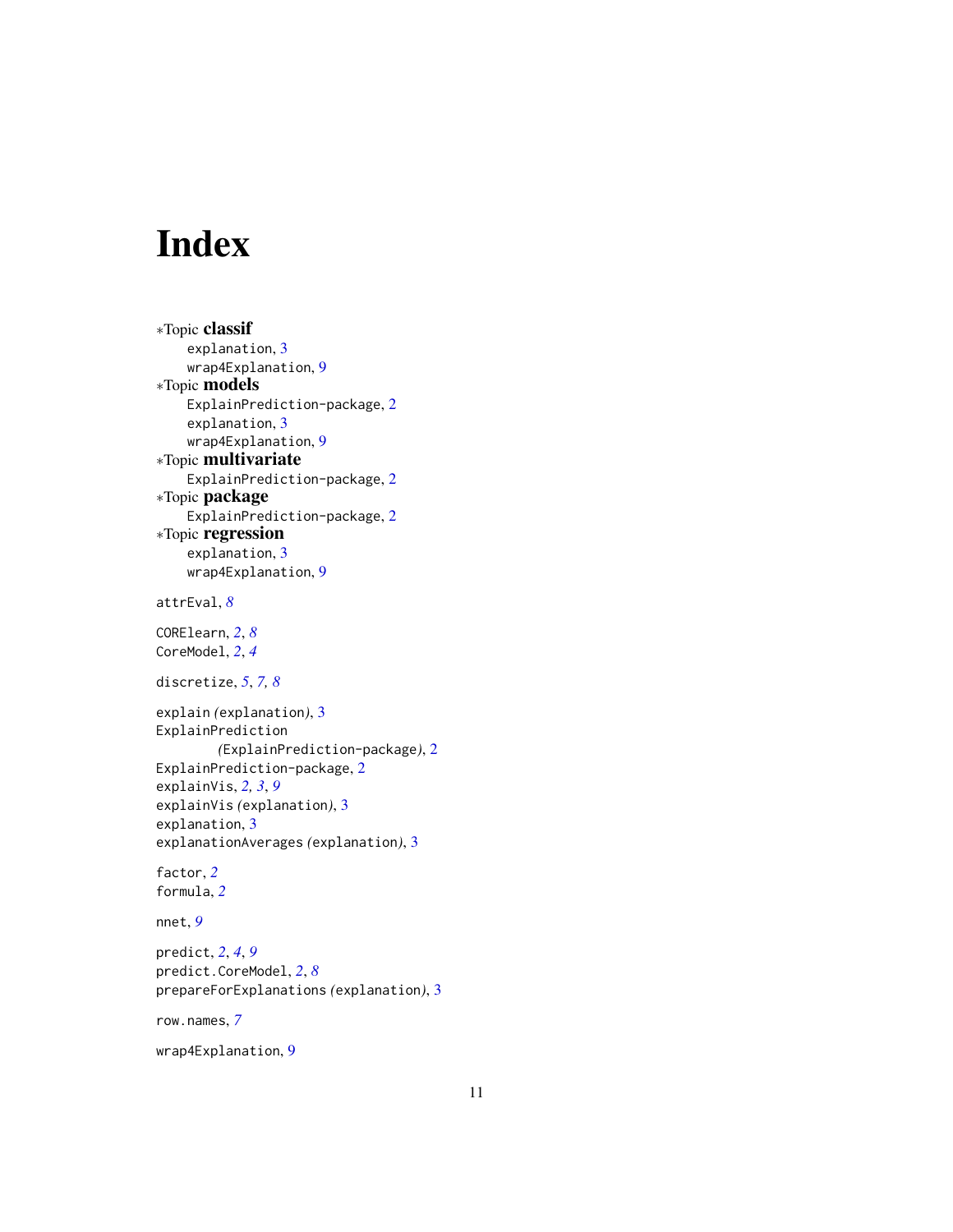# Index

*Topic **classif**
    explanation, 3
    wrap4Explanation, 9
*Topic **models**
    ExplainPrediction-package, 2
    explanation, 3
    wrap4Explanation, 9
*Topic **multivariate**
    ExplainPrediction-package, 2
*Topic **package**
    ExplainPrediction-package, 2
*Topic **regression**
    explanation, 3
    wrap4Explanation, 9

attrEval, *8*

CORElearn, *2*, *8*
CoreModel, *2*, *4*

discretize, *5*, *7, 8*

explain *(*explanation*)*, 3
ExplainPrediction
        *(*ExplainPrediction-package*)*, 2
ExplainPrediction-package, 2
explainVis, *2, 3*, *9*
explainVis *(*explanation*)*, 3
explanation, 3
explanationAverages *(*explanation*)*, 3

factor, *2*
formula, *2*

nnet, *9*

predict, *2*, *4*, *9*
predict.CoreModel, *2*, *8*
prepareForExplanations *(*explanation*)*, 3

row.names, *7*

wrap4Explanation, 9